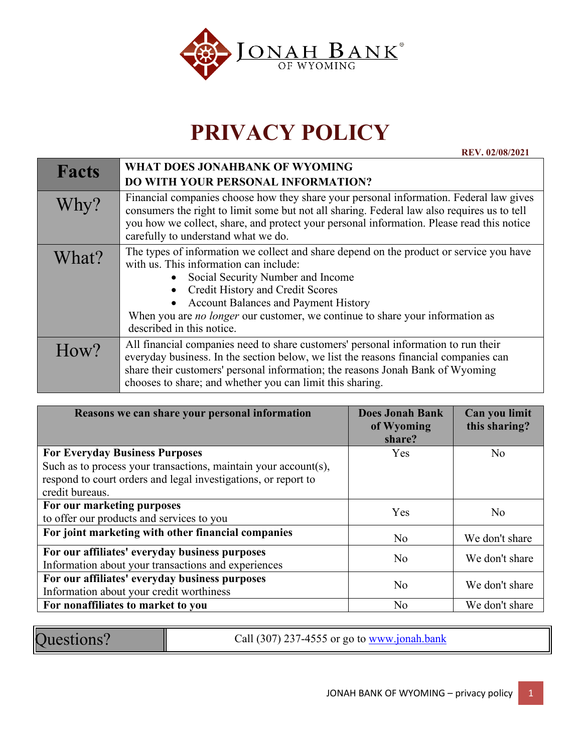JONAH BANK®
OF WYOMING

# PRIVACY POLICY

**REV. 02/08/2021**

| **Facts** | **WHAT DOES JONAHBANK OF WYOMING DO WITH YOUR PERSONAL INFORMATION?** |
|---|---|
| Why? | Financial companies choose how they share your personal information. Federal law gives consumers the right to limit some but not all sharing. Federal law also requires us to tell you how we collect, share, and protect your personal information. Please read this notice carefully to understand what we do. |
| What? | The types of information we collect and share depend on the product or service you have with us. This information can include: <br>• Social Security Number and Income <br>• Credit History and Credit Scores <br>• Account Balances and Payment History <br>When you are *no longer* our customer, we continue to share your information as described in this notice. |
| How? | All financial companies need to share customers' personal information to run their everyday business. In the section below, we list the reasons financial companies can share their customers' personal information; the reasons Jonah Bank of Wyoming chooses to share; and whether you can limit this sharing. |

| Reasons we can share your personal information | Does Jonah Bank of Wyoming share? | Can you limit this sharing? |
|---|---|---|
| **For Everyday Business Purposes** <br>Such as to process your transactions, maintain your account(s), respond to court orders and legal investigations, or report to credit bureaus. | Yes | No |
| **For our marketing purposes** <br>to offer our products and services to you | Yes | No |
| **For joint marketing with other financial companies** | No | We don't share |
| **For our affiliates' everyday business purposes** <br>Information about your transactions and experiences | No | We don't share |
| **For our affiliates' everyday business purposes** <br>Information about your credit worthiness | No | We don't share |
| **For nonaffiliates to market to you** | No | We don't share |

| Questions? | Call (307) 237-4555 or go to www.jonah.bank |
|---|---|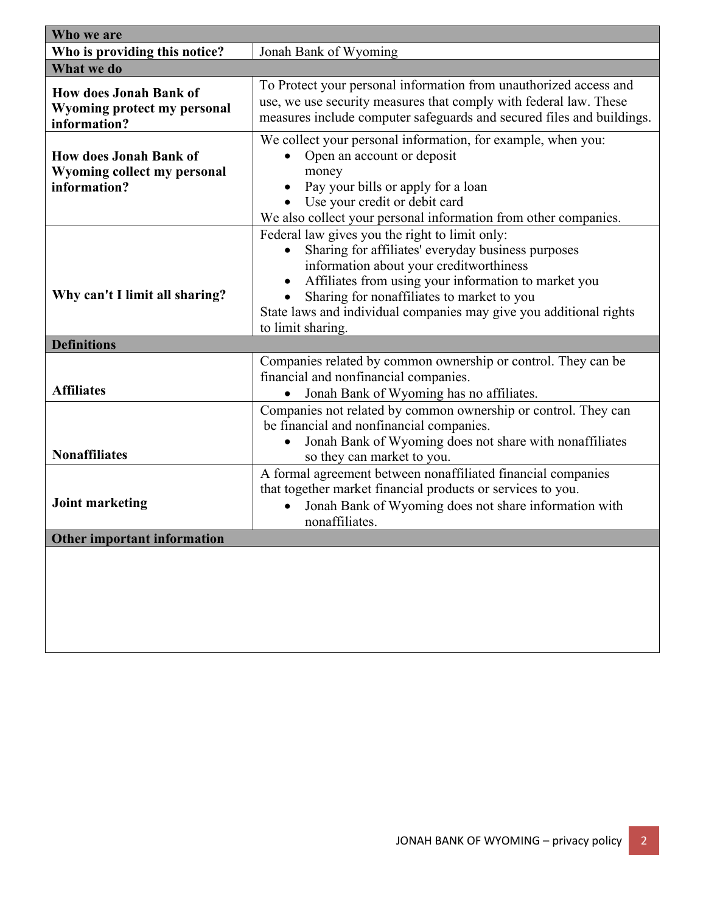| Who we are | |
|---|---|
| **Who is providing this notice?** | Jonah Bank of Wyoming |
| **What we do** | |
| **How does Jonah Bank of Wyoming protect my personal information?** | To Protect your personal information from unauthorized access and use, we use security measures that comply with federal law. These measures include computer safeguards and secured files and buildings. |
| **How does Jonah Bank of Wyoming collect my personal information?** | We collect your personal information, for example, when you:<br>• Open an account or deposit money<br>• Pay your bills or apply for a loan<br>• Use your credit or debit card<br>We also collect your personal information from other companies. |
| **Why can't I limit all sharing?** | Federal law gives you the right to limit only:<br>• Sharing for affiliates' everyday business purposes information about your creditworthiness<br>• Affiliates from using your information to market you<br>• Sharing for nonaffiliates to market to you<br>State laws and individual companies may give you additional rights to limit sharing. |
| **Definitions** | |
| **Affiliates** | Companies related by common ownership or control. They can be financial and nonfinancial companies.<br>• Jonah Bank of Wyoming has no affiliates. |
| **Nonaffiliates** | Companies not related by common ownership or control. They can be financial and nonfinancial companies.<br>• Jonah Bank of Wyoming does not share with nonaffiliates so they can market to you. |
| **Joint marketing** | A formal agreement between nonaffiliated financial companies that together market financial products or services to you.<br>• Jonah Bank of Wyoming does not share information with nonaffiliates. |
| **Other important information** | |